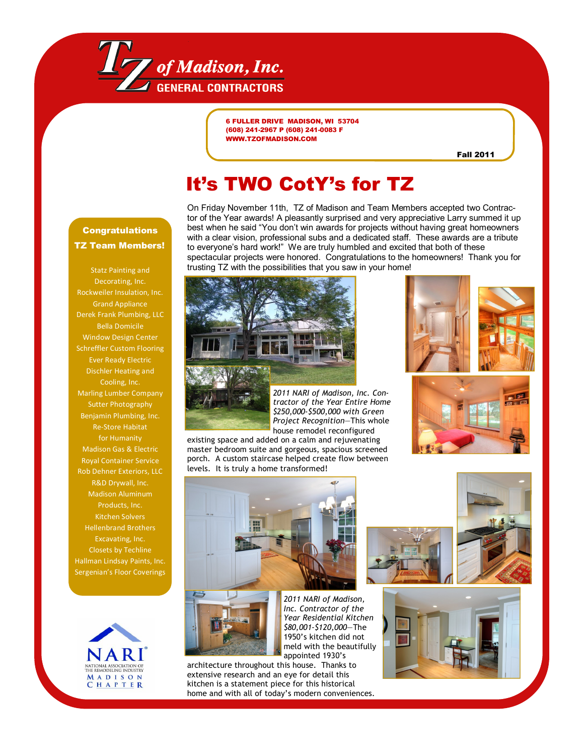# TZ of Madison, Inc.
## GENERAL CONTRACTORS

6 FULLER DRIVE MADISON, WI 53704
(608) 241-2967 P (608) 241-0083 F
WWW.TZOFMADISON.COM

Fall 2011

# It's TWO CotY's for TZ

On Friday November 11th, TZ of Madison and Team Members accepted two Contractor of the Year awards! A pleasantly surprised and very appreciative Larry summed it up best when he said "You don't win awards for projects without having great homeowners with a clear vision, professional subs and a dedicated staff. These awards are a tribute to everyone's hard work!" We are truly humbled and excited that both of these spectacular projects were honored. Congratulations to the homeowners! Thank you for trusting TZ with the possibilities that you saw in your home!

*2011 NARI of Madison, Inc. Contractor of the Year Entire Home $250,000-$500,000 with Green Project Recognition*—This whole house remodel reconfigured existing space and added on a calm and rejuvenating master bedroom suite and gorgeous, spacious screened porch. A custom staircase helped create flow between levels. It is truly a home transformed!

*2011 NARI of Madison, Inc. Contractor of the Year Residential Kitchen $80,001-$120,000*—The 1950's kitchen did not meld with the beautifully appointed 1930's architecture throughout this house. Thanks to extensive research and an eye for detail this kitchen is a statement piece for this historical home and with all of today's modern conveniences.

### Congratulations TZ Team Members!

- Statz Painting and Decorating, Inc.
- Rockweiler Insulation, Inc.
- Grand Appliance
- Derek Frank Plumbing, LLC
- Bella Domicile
- Window Design Center
- Schreffler Custom Flooring
- Ever Ready Electric
- Dischler Heating and Cooling, Inc.
- Marling Lumber Company
- Sutter Photography
- Benjamin Plumbing, Inc.
- Re-Store Habitat for Humanity
- Madison Gas & Electric
- Royal Container Service
- Rob Dehner Exteriors, LLC
- R&D Drywall, Inc.
- Madison Aluminum Products, Inc.
- Kitchen Solvers
- Hellenbrand Brothers Excavating, Inc.
- Closets by Techline
- Hallman Lindsay Paints, Inc.
- Sergenian's Floor Coverings

NARI® NATIONAL ASSOCIATION OF THE REMODELING INDUSTRY MADISON CHAPTER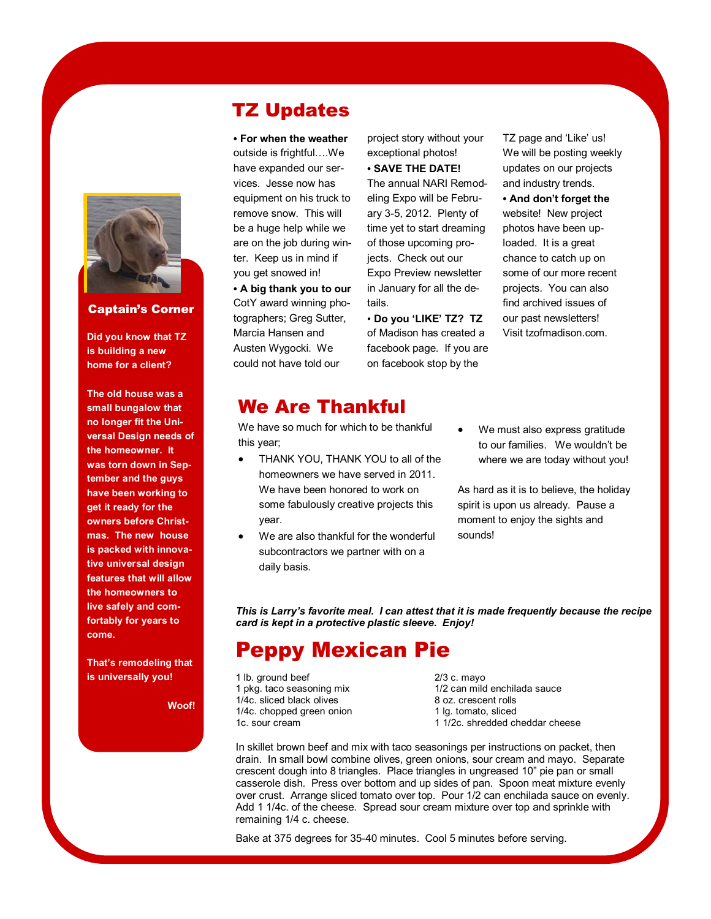## Captain's Corner

**Did you know that TZ is building a new home for a client?**

**The old house was a small bungalow that no longer fit the Universal Design needs of the homeowner. It was torn down in September and the guys have been working to get it ready for the owners before Christmas. The new house is packed with innovative universal design features that will allow the homeowners to live safely and comfortably for years to come.**

**That's remodeling that is universally you!**

**Woof!**

# TZ Updates

**• For when the weather** outside is frightful….We have expanded our services. Jesse now has equipment on his truck to remove snow. This will be a huge help while we are on the job during winter. Keep us in mind if you get snowed in!

**• A big thank you to our** CotY award winning photographers; Greg Sutter, Marcia Hansen and Austen Wygocki. We could not have told our project story without your exceptional photos!

**• SAVE THE DATE!** The annual NARI Remodeling Expo will be February 3-5, 2012. Plenty of time yet to start dreaming of those upcoming projects. Check out our Expo Preview newsletter in January for all the details.

**• Do you 'LIKE' TZ? TZ** of Madison has created a facebook page. If you are on facebook stop by the TZ page and 'Like' us! We will be posting weekly updates on our projects and industry trends.

**• And don't forget the** website! New project photos have been uploaded. It is a great chance to catch up on some of our more recent projects. You can also find archived issues of our past newsletters! Visit tzofmadison.com.

# We Are Thankful

We have so much for which to be thankful this year;

- THANK YOU, THANK YOU to all of the homeowners we have served in 2011. We have been honored to work on some fabulously creative projects this year.
- We are also thankful for the wonderful subcontractors we partner with on a daily basis.
- We must also express gratitude to our families. We wouldn't be where we are today without you!

As hard as it is to believe, the holiday spirit is upon us already. Pause a moment to enjoy the sights and sounds!

***This is Larry's favorite meal. I can attest that it is made frequently because the recipe card is kept in a protective plastic sleeve. Enjoy!***

# Peppy Mexican Pie

1 lb. ground beef
1 pkg. taco seasoning mix
1/4c. sliced black olives
1/4c. chopped green onion
1c. sour cream
2/3 c. mayo
1/2 can mild enchilada sauce
8 oz. crescent rolls
1 lg. tomato, sliced
1 1/2c. shredded cheddar cheese

In skillet brown beef and mix with taco seasonings per instructions on packet, then drain. In small bowl combine olives, green onions, sour cream and mayo. Separate crescent dough into 8 triangles. Place triangles in ungreased 10" pie pan or small casserole dish. Press over bottom and up sides of pan. Spoon meat mixture evenly over crust. Arrange sliced tomato over top. Pour 1/2 can enchilada sauce on evenly. Add 1 1/4c. of the cheese. Spread sour cream mixture over top and sprinkle with remaining 1/4 c. cheese.

Bake at 375 degrees for 35-40 minutes. Cool 5 minutes before serving.